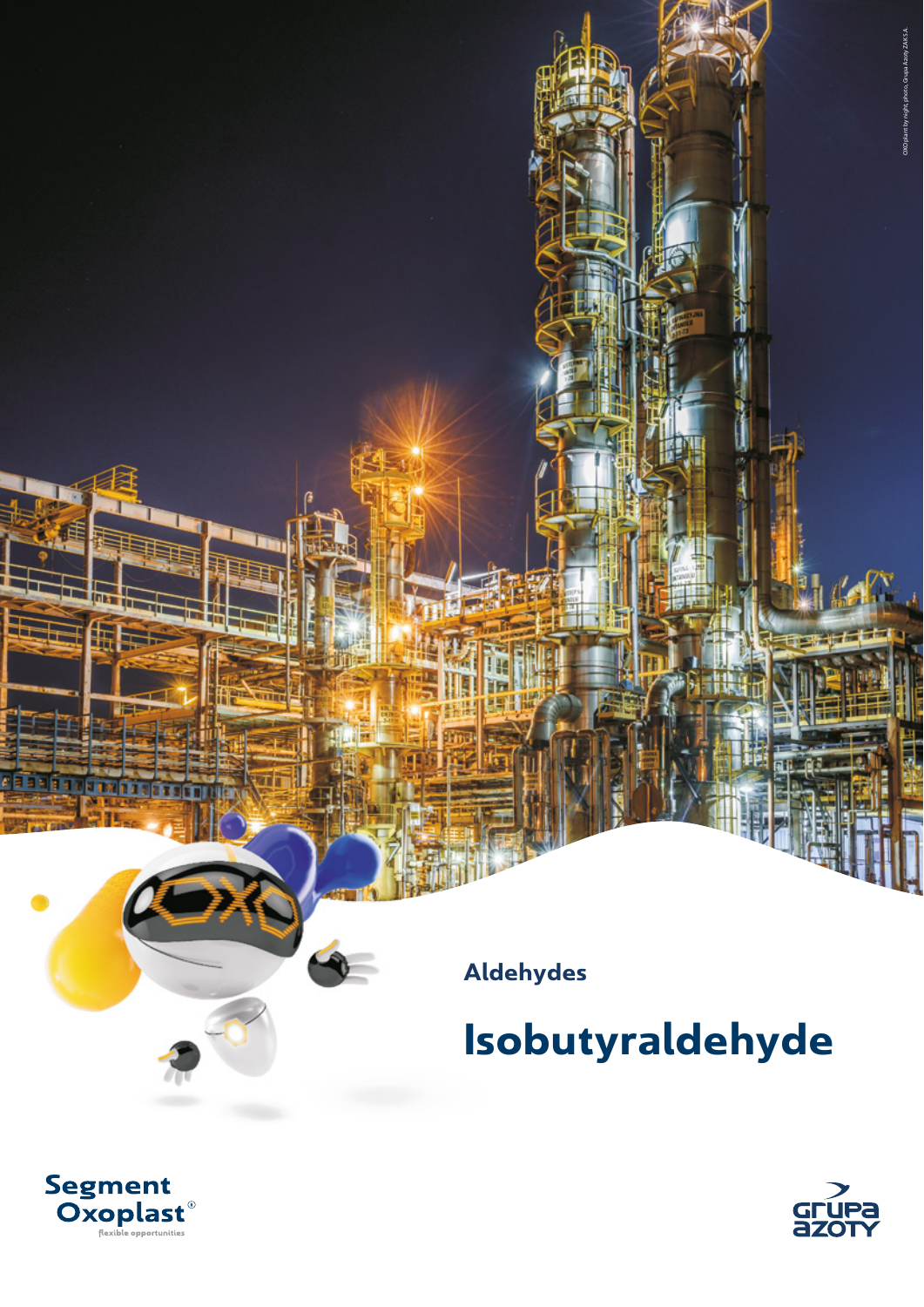OXO plant by night, photo. Grupa Azoty ZAK S.A.

## Aldehydes

# Isobutyraldehyde

Segment Oxoplast®
flexible opportunities

Grupa Azoty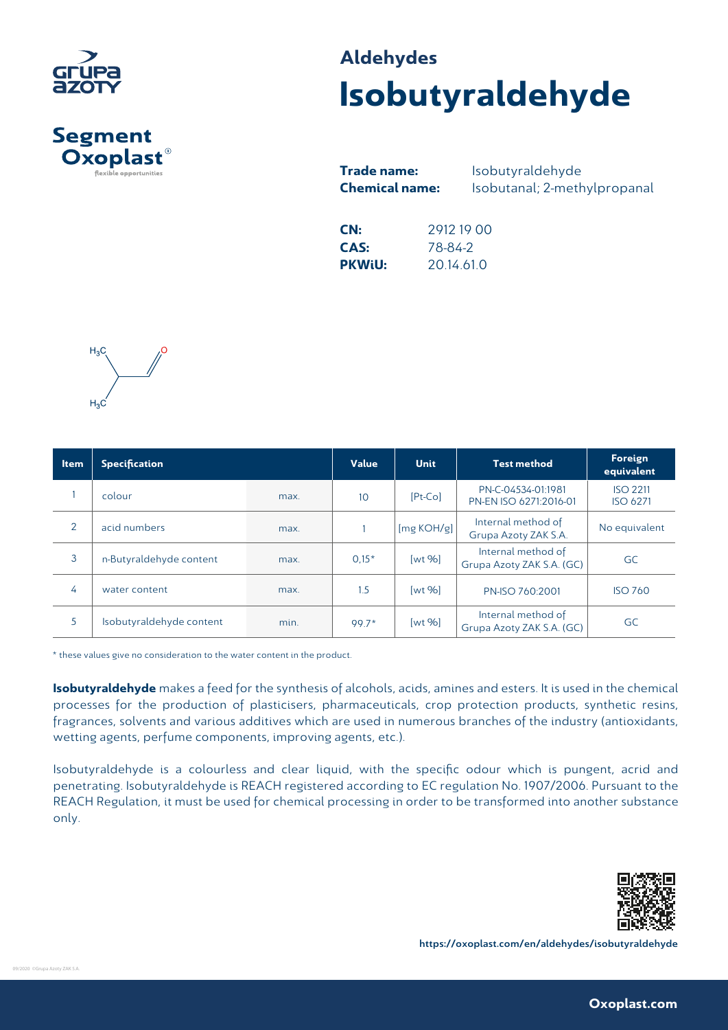Grupa Azoty

Segment Oxoplast®
flexible opportunities

## Aldehydes

# Isobutyraldehyde

**Trade name:** Isobutyraldehyde
**Chemical name:** Isobutanal; 2-methylpropanal

**CN:** 2912 19 00
**CAS:** 78-84-2
**PKWiU:** 20.14.61.0

| Item | Specification | | Value | Unit | Test method | Foreign equivalent |
|---|---|---|---|---|---|---|
| 1 | colour | max. | 10 | [Pt-Co] | PN-C-04534-01:1981 PN-EN ISO 6271:2016-01 | ISO 2211 ISO 6271 |
| 2 | acid numbers | max. | 1 | [mg KOH/g] | Internal method of Grupa Azoty ZAK S.A. | No equivalent |
| 3 | n-Butyraldehyde content | max. | 0,15* | [wt %] | Internal method of Grupa Azoty ZAK S.A. (GC) | GC |
| 4 | water content | max. | 1.5 | [wt %] | PN-ISO 760:2001 | ISO 760 |
| 5 | Isobutyraldehyde content | min. | 99.7* | [wt %] | Internal method of Grupa Azoty ZAK S.A. (GC) | GC |

* these values give no consideration to the water content in the product.

**Isobutyraldehyde** makes a feed for the synthesis of alcohols, acids, amines and esters. It is used in the chemical processes for the production of plasticisers, pharmaceuticals, crop protection products, synthetic resins, fragrances, solvents and various additives which are used in numerous branches of the industry (antioxidants, wetting agents, perfume components, improving agents, etc.).

Isobutyraldehyde is a colourless and clear liquid, with the specific odour which is pungent, acrid and penetrating. Isobutyraldehyde is REACH registered according to EC regulation No. 1907/2006. Pursuant to the REACH Regulation, it must be used for chemical processing in order to be transformed into another substance only.

https://oxoplast.com/en/aldehydes/isobutyraldehyde

09/2020 ©Grupa Azoty ZAK S.A.

Oxoplast.com